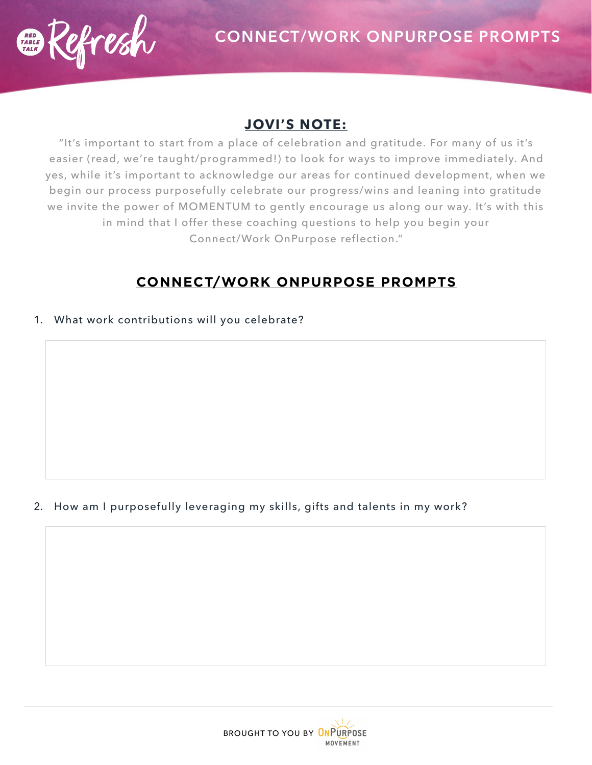# CONNECT/WORK ONPURPOSE PROMPTS

## JOVI'S NOTE:

"It's important to start from a place of celebration and gratitude. For many of us it's easier (read, we're taught/programmed!) to look for ways to improve immediately. And yes, while it's important to acknowledge our areas for continued development, when we begin our process purposefully celebrate our progress/wins and leaning into gratitude we invite the power of MOMENTUM to gently encourage us along our way. It's with this in mind that I offer these coaching questions to help you begin your Connect/Work OnPurpose reflection."

## CONNECT/WORK ONPURPOSE PROMPTS

1. What work contributions will you celebrate?

2. How am I purposefully leveraging my skills, gifts and talents in my work?

BROUGHT TO YOU BY ONPURPOSE MOVEMENT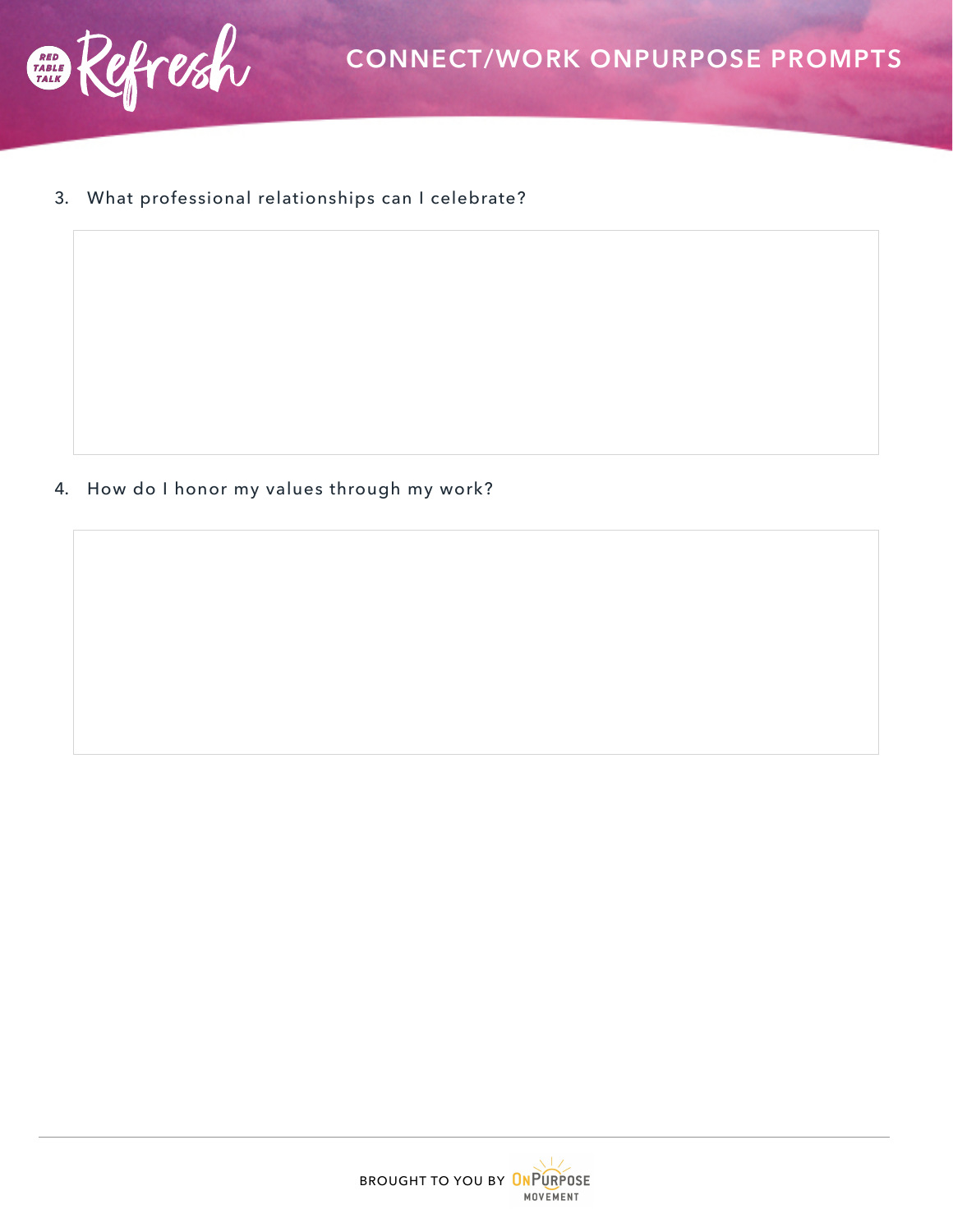# CONNECT/WORK ONPURPOSE PROMPTS

3. What professional relationships can I celebrate?

4. How do I honor my values through my work?

BROUGHT TO YOU BY ONPURPOSE MOVEMENT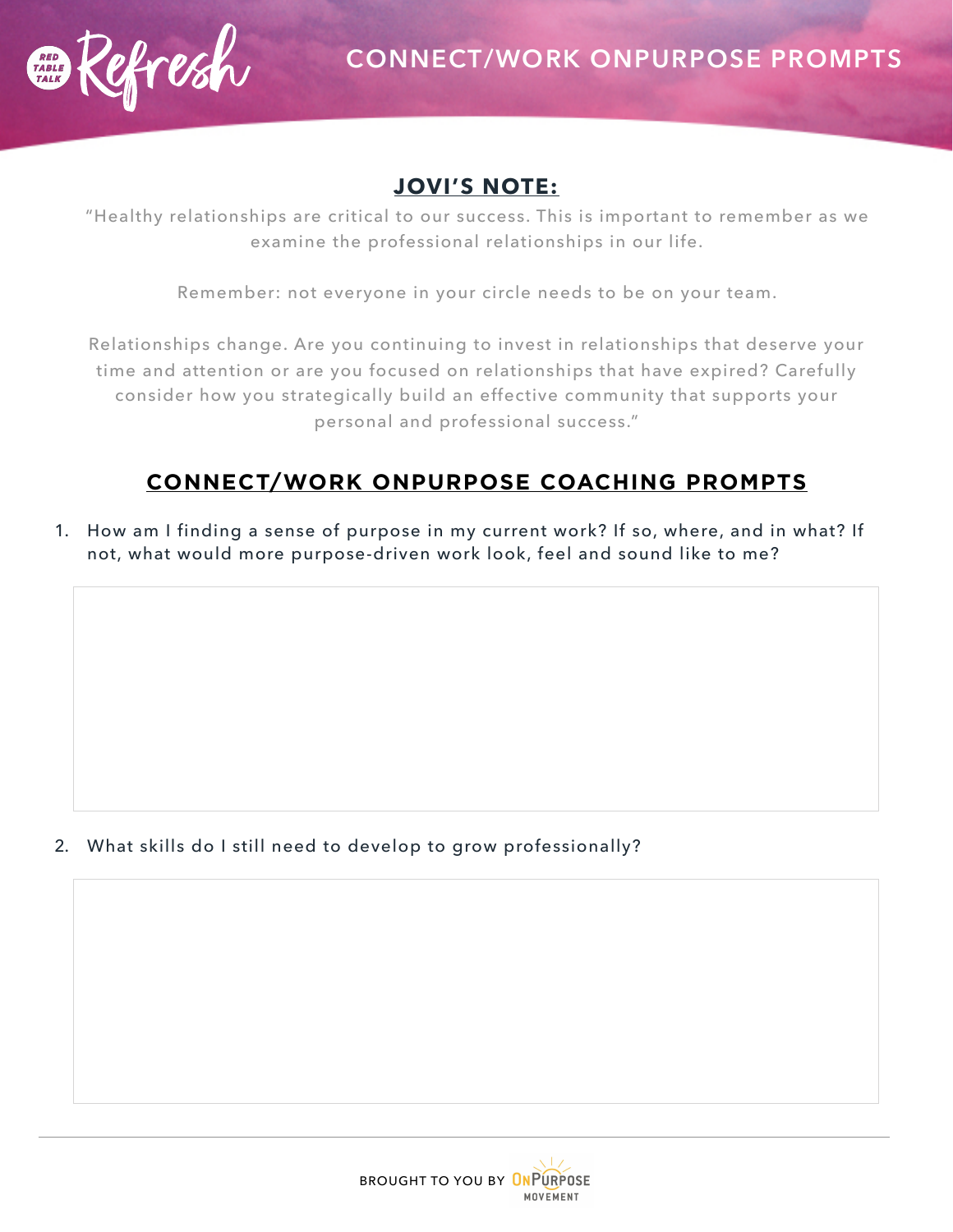# CONNECT/WORK ONPURPOSE PROMPTS

## JOVI'S NOTE:

"Healthy relationships are critical to our success. This is important to remember as we examine the professional relationships in our life.

Remember: not everyone in your circle needs to be on your team.

Relationships change. Are you continuing to invest in relationships that deserve your time and attention or are you focused on relationships that have expired? Carefully consider how you strategically build an effective community that supports your personal and professional success."

## CONNECT/WORK ONPURPOSE COACHING PROMPTS

1. How am I finding a sense of purpose in my current work? If so, where, and in what? If not, what would more purpose-driven work look, feel and sound like to me?

2. What skills do I still need to develop to grow professionally?

BROUGHT TO YOU BY ONPURPOSE MOVEMENT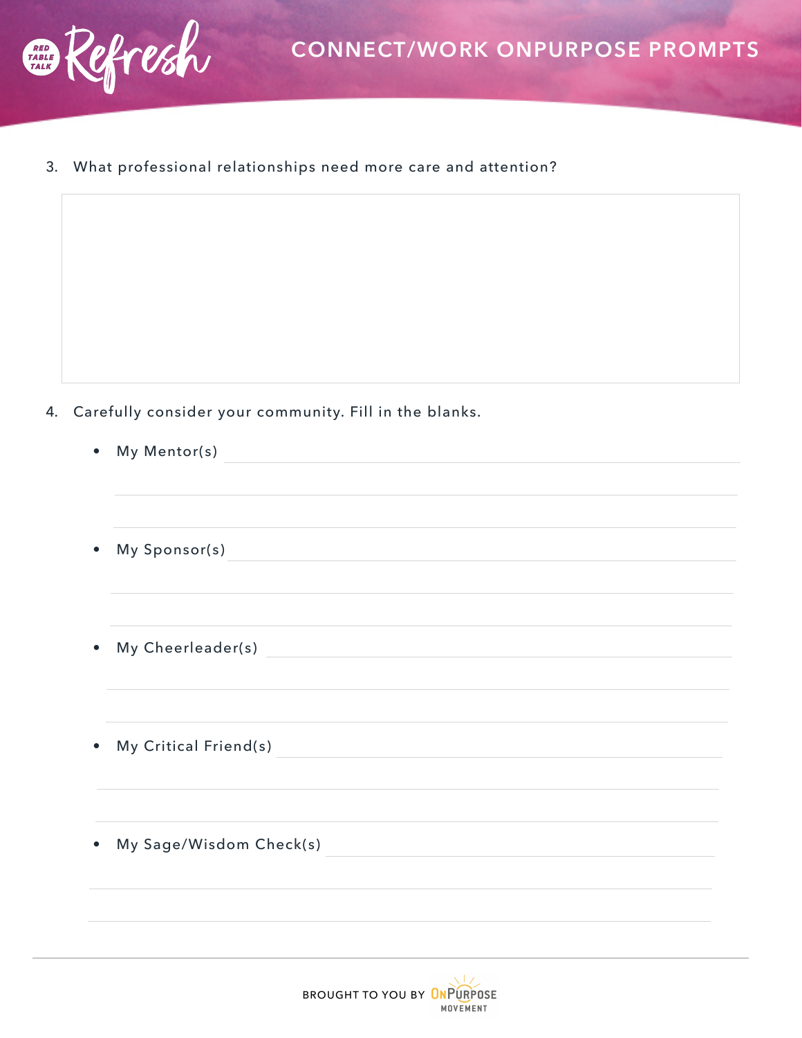# CONNECT/WORK ONPURPOSE PROMPTS

3. What professional relationships need more care and attention?

4. Carefully consider your community. Fill in the blanks.

- My Mentor(s)
- My Sponsor(s)
- My Cheerleader(s)
- My Critical Friend(s)
- My Sage/Wisdom Check(s)